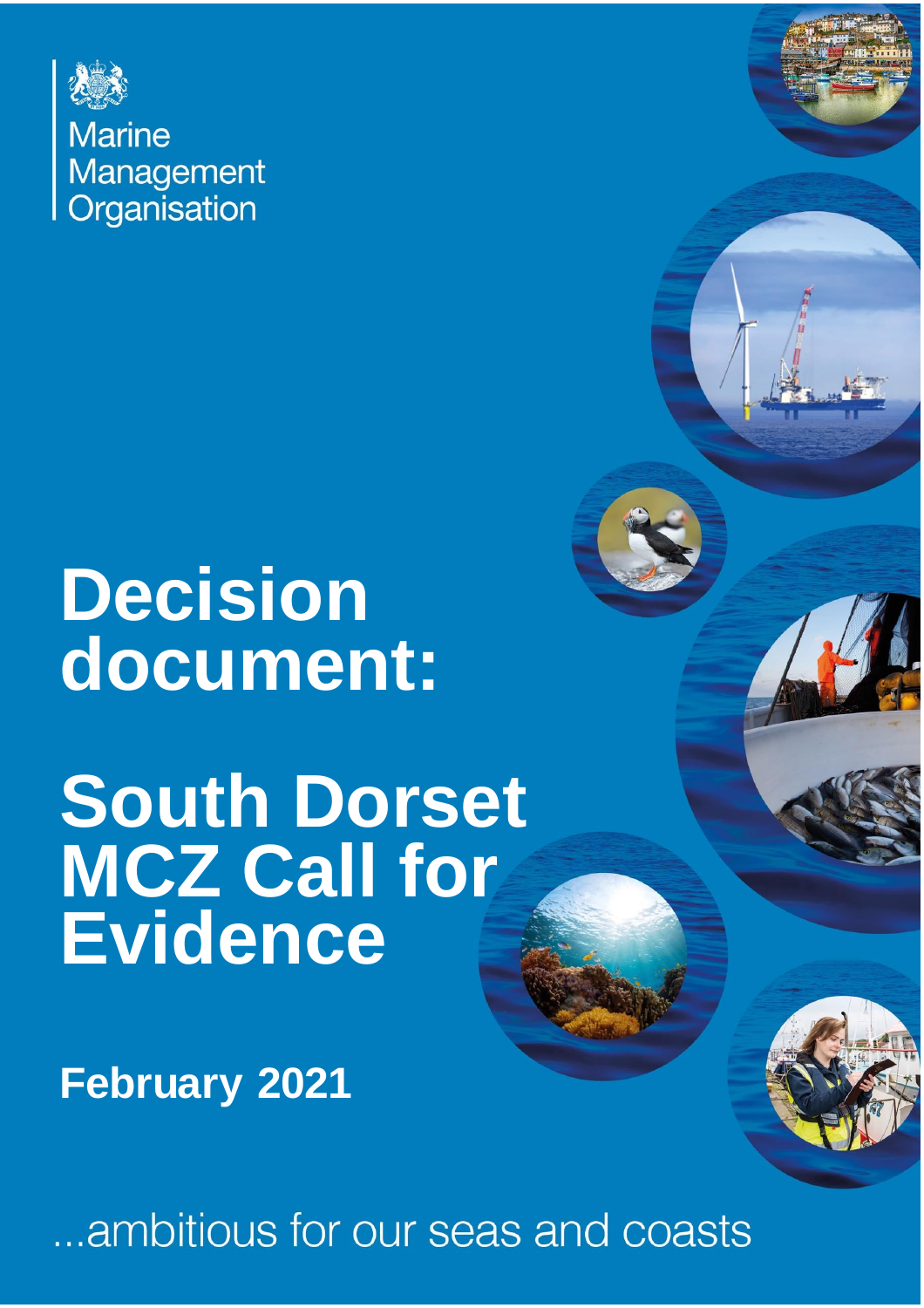Marine Management Organisation

# Decision document:

# South Dorset MCZ Call for Evidence

**February 2021**

...ambitious for our seas and coasts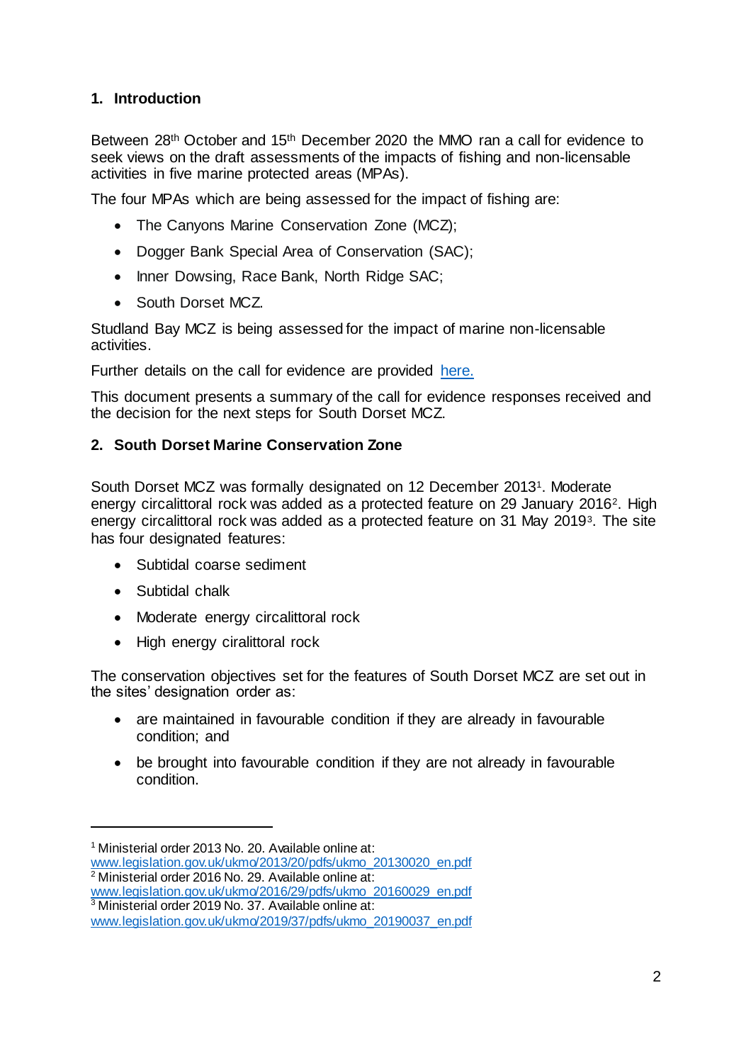## 1. Introduction

Between 28th October and 15th December 2020 the MMO ran a call for evidence to seek views on the draft assessments of the impacts of fishing and non-licensable activities in five marine protected areas (MPAs).

The four MPAs which are being assessed for the impact of fishing are:

- The Canyons Marine Conservation Zone (MCZ);
- Dogger Bank Special Area of Conservation (SAC);
- Inner Dowsing, Race Bank, North Ridge SAC;
- South Dorset MCZ.

Studland Bay MCZ is being assessed for the impact of marine non-licensable activities.

Further details on the call for evidence are provided here.

This document presents a summary of the call for evidence responses received and the decision for the next steps for South Dorset MCZ.

## 2. South Dorset Marine Conservation Zone

South Dorset MCZ was formally designated on 12 December 2013[1]. Moderate energy circalittoral rock was added as a protected feature on 29 January 2016[2]. High energy circalittoral rock was added as a protected feature on 31 May 2019[3]. The site has four designated features:

- Subtidal coarse sediment
- Subtidal chalk
- Moderate energy circalittoral rock
- High energy ciralittoral rock

The conservation objectives set for the features of South Dorset MCZ are set out in the sites' designation order as:

- are maintained in favourable condition if they are already in favourable condition; and
- be brought into favourable condition if they are not already in favourable condition.

---

[1] Ministerial order 2013 No. 20. Available online at: www.legislation.gov.uk/ukmo/2013/20/pdfs/ukmo_20130020_en.pdf
[2] Ministerial order 2016 No. 29. Available online at: www.legislation.gov.uk/ukmo/2016/29/pdfs/ukmo_20160029_en.pdf
[3] Ministerial order 2019 No. 37. Available online at: www.legislation.gov.uk/ukmo/2019/37/pdfs/ukmo_20190037_en.pdf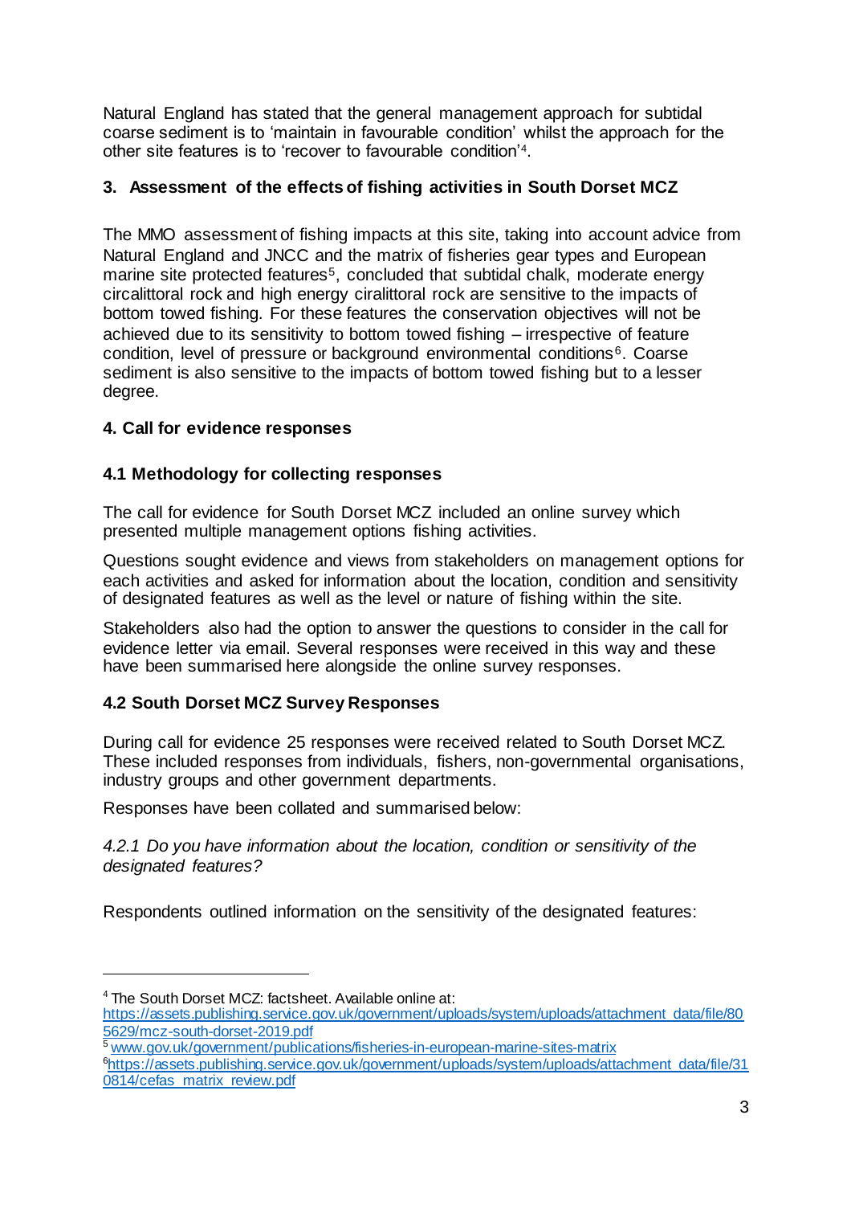Natural England has stated that the general management approach for subtidal coarse sediment is to 'maintain in favourable condition' whilst the approach for the other site features is to 'recover to favourable condition'[4].

## 3. Assessment of the effects of fishing activities in South Dorset MCZ

The MMO assessment of fishing impacts at this site, taking into account advice from Natural England and JNCC and the matrix of fisheries gear types and European marine site protected features[5], concluded that subtidal chalk, moderate energy circalittoral rock and high energy ciralittoral rock are sensitive to the impacts of bottom towed fishing. For these features the conservation objectives will not be achieved due to its sensitivity to bottom towed fishing – irrespective of feature condition, level of pressure or background environmental conditions[6]. Coarse sediment is also sensitive to the impacts of bottom towed fishing but to a lesser degree.

## 4. Call for evidence responses

### 4.1 Methodology for collecting responses

The call for evidence for South Dorset MCZ included an online survey which presented multiple management options fishing activities.

Questions sought evidence and views from stakeholders on management options for each activities and asked for information about the location, condition and sensitivity of designated features as well as the level or nature of fishing within the site.

Stakeholders also had the option to answer the questions to consider in the call for evidence letter via email. Several responses were received in this way and these have been summarised here alongside the online survey responses.

### 4.2 South Dorset MCZ Survey Responses

During call for evidence 25 responses were received related to South Dorset MCZ. These included responses from individuals, fishers, non-governmental organisations, industry groups and other government departments.

Responses have been collated and summarised below:

*4.2.1 Do you have information about the location, condition or sensitivity of the designated features?*

Respondents outlined information on the sensitivity of the designated features:

---

[4] The South Dorset MCZ: factsheet. Available online at: https://assets.publishing.service.gov.uk/government/uploads/system/uploads/attachment_data/file/805629/mcz-south-dorset-2019.pdf

[5] www.gov.uk/government/publications/fisheries-in-european-marine-sites-matrix

[6] https://assets.publishing.service.gov.uk/government/uploads/system/uploads/attachment_data/file/310814/cefas_matrix_review.pdf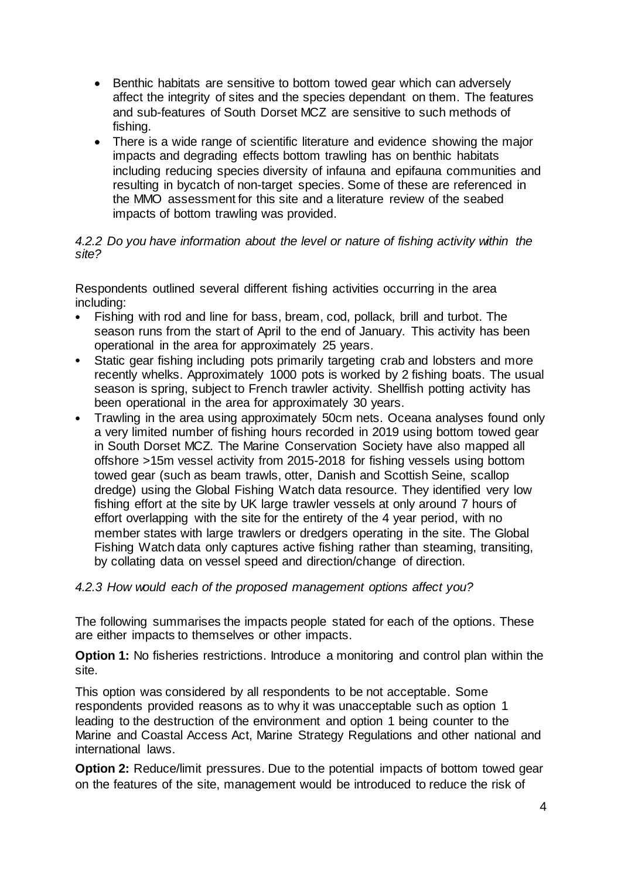- Benthic habitats are sensitive to bottom towed gear which can adversely affect the integrity of sites and the species dependant on them. The features and sub-features of South Dorset MCZ are sensitive to such methods of fishing.
- There is a wide range of scientific literature and evidence showing the major impacts and degrading effects bottom trawling has on benthic habitats including reducing species diversity of infauna and epifauna communities and resulting in bycatch of non-target species. Some of these are referenced in the MMO assessment for this site and a literature review of the seabed impacts of bottom trawling was provided.

*4.2.2 Do you have information about the level or nature of fishing activity within the site?*

Respondents outlined several different fishing activities occurring in the area including:

- Fishing with rod and line for bass, bream, cod, pollack, brill and turbot. The season runs from the start of April to the end of January. This activity has been operational in the area for approximately 25 years.
- Static gear fishing including pots primarily targeting crab and lobsters and more recently whelks. Approximately 1000 pots is worked by 2 fishing boats. The usual season is spring, subject to French trawler activity. Shellfish potting activity has been operational in the area for approximately 30 years.
- Trawling in the area using approximately 50cm nets. Oceana analyses found only a very limited number of fishing hours recorded in 2019 using bottom towed gear in South Dorset MCZ. The Marine Conservation Society have also mapped all offshore >15m vessel activity from 2015-2018 for fishing vessels using bottom towed gear (such as beam trawls, otter, Danish and Scottish Seine, scallop dredge) using the Global Fishing Watch data resource. They identified very low fishing effort at the site by UK large trawler vessels at only around 7 hours of effort overlapping with the site for the entirety of the 4 year period, with no member states with large trawlers or dredgers operating in the site. The Global Fishing Watch data only captures active fishing rather than steaming, transiting, by collating data on vessel speed and direction/change of direction.

*4.2.3 How would each of the proposed management options affect you?*

The following summarises the impacts people stated for each of the options. These are either impacts to themselves or other impacts.

**Option 1:** No fisheries restrictions. Introduce a monitoring and control plan within the site.

This option was considered by all respondents to be not acceptable. Some respondents provided reasons as to why it was unacceptable such as option 1 leading to the destruction of the environment and option 1 being counter to the Marine and Coastal Access Act, Marine Strategy Regulations and other national and international laws.

**Option 2:** Reduce/limit pressures. Due to the potential impacts of bottom towed gear on the features of the site, management would be introduced to reduce the risk of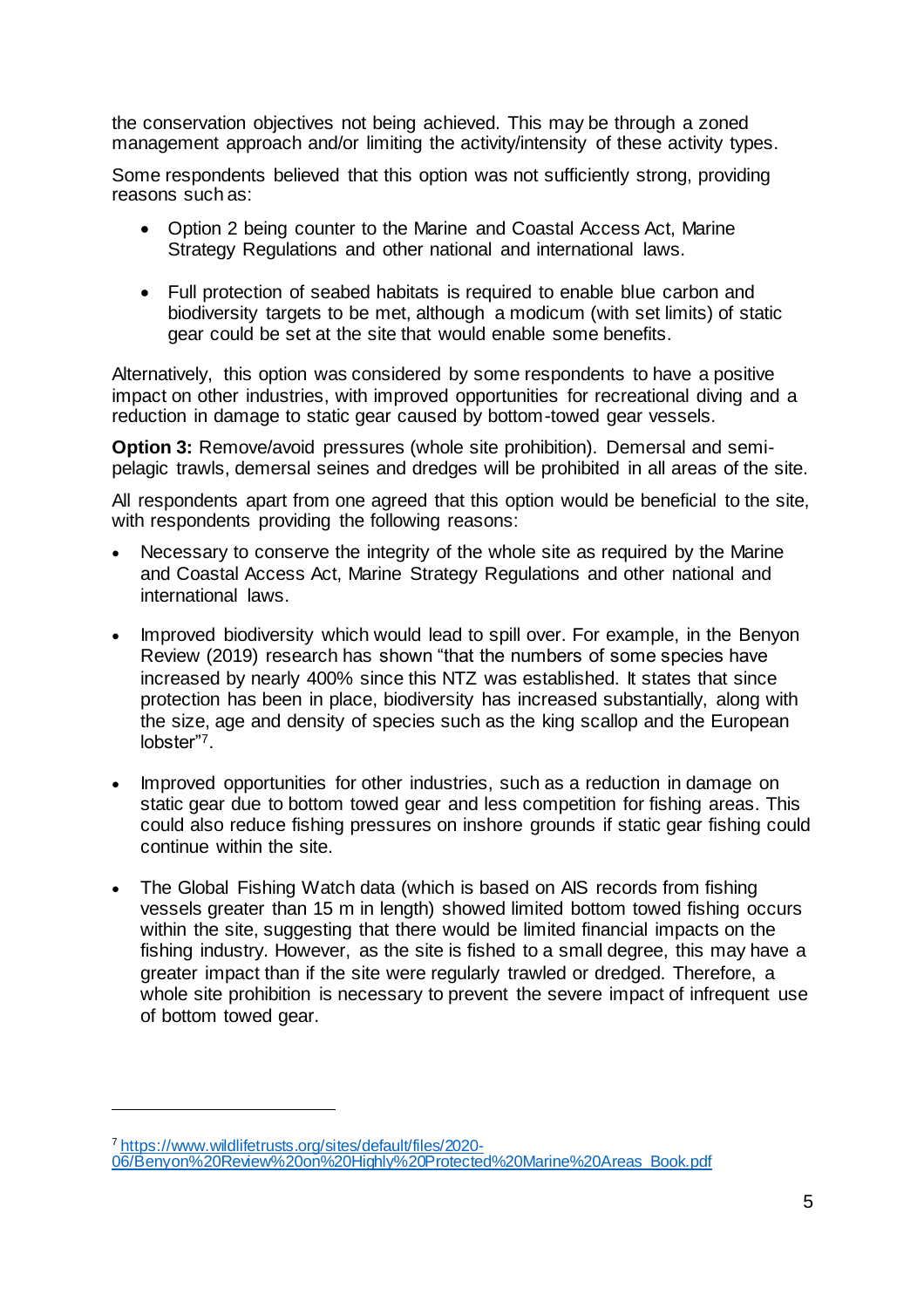the conservation objectives not being achieved. This may be through a zoned management approach and/or limiting the activity/intensity of these activity types.

Some respondents believed that this option was not sufficiently strong, providing reasons such as:

- Option 2 being counter to the Marine and Coastal Access Act, Marine Strategy Regulations and other national and international laws.
- Full protection of seabed habitats is required to enable blue carbon and biodiversity targets to be met, although a modicum (with set limits) of static gear could be set at the site that would enable some benefits.

Alternatively, this option was considered by some respondents to have a positive impact on other industries, with improved opportunities for recreational diving and a reduction in damage to static gear caused by bottom-towed gear vessels.

**Option 3:** Remove/avoid pressures (whole site prohibition). Demersal and semi-pelagic trawls, demersal seines and dredges will be prohibited in all areas of the site.

All respondents apart from one agreed that this option would be beneficial to the site, with respondents providing the following reasons:

- Necessary to conserve the integrity of the whole site as required by the Marine and Coastal Access Act, Marine Strategy Regulations and other national and international laws.
- Improved biodiversity which would lead to spill over. For example, in the Benyon Review (2019) research has shown "that the numbers of some species have increased by nearly 400% since this NTZ was established. It states that since protection has been in place, biodiversity has increased substantially, along with the size, age and density of species such as the king scallop and the European lobster"[7].
- Improved opportunities for other industries, such as a reduction in damage on static gear due to bottom towed gear and less competition for fishing areas. This could also reduce fishing pressures on inshore grounds if static gear fishing could continue within the site.
- The Global Fishing Watch data (which is based on AIS records from fishing vessels greater than 15 m in length) showed limited bottom towed fishing occurs within the site, suggesting that there would be limited financial impacts on the fishing industry. However, as the site is fished to a small degree, this may have a greater impact than if the site were regularly trawled or dredged. Therefore, a whole site prohibition is necessary to prevent the severe impact of infrequent use of bottom towed gear.

---

[7] https://www.wildlifetrusts.org/sites/default/files/2020-06/Benyon%20Review%20on%20Highly%20Protected%20Marine%20Areas_Book.pdf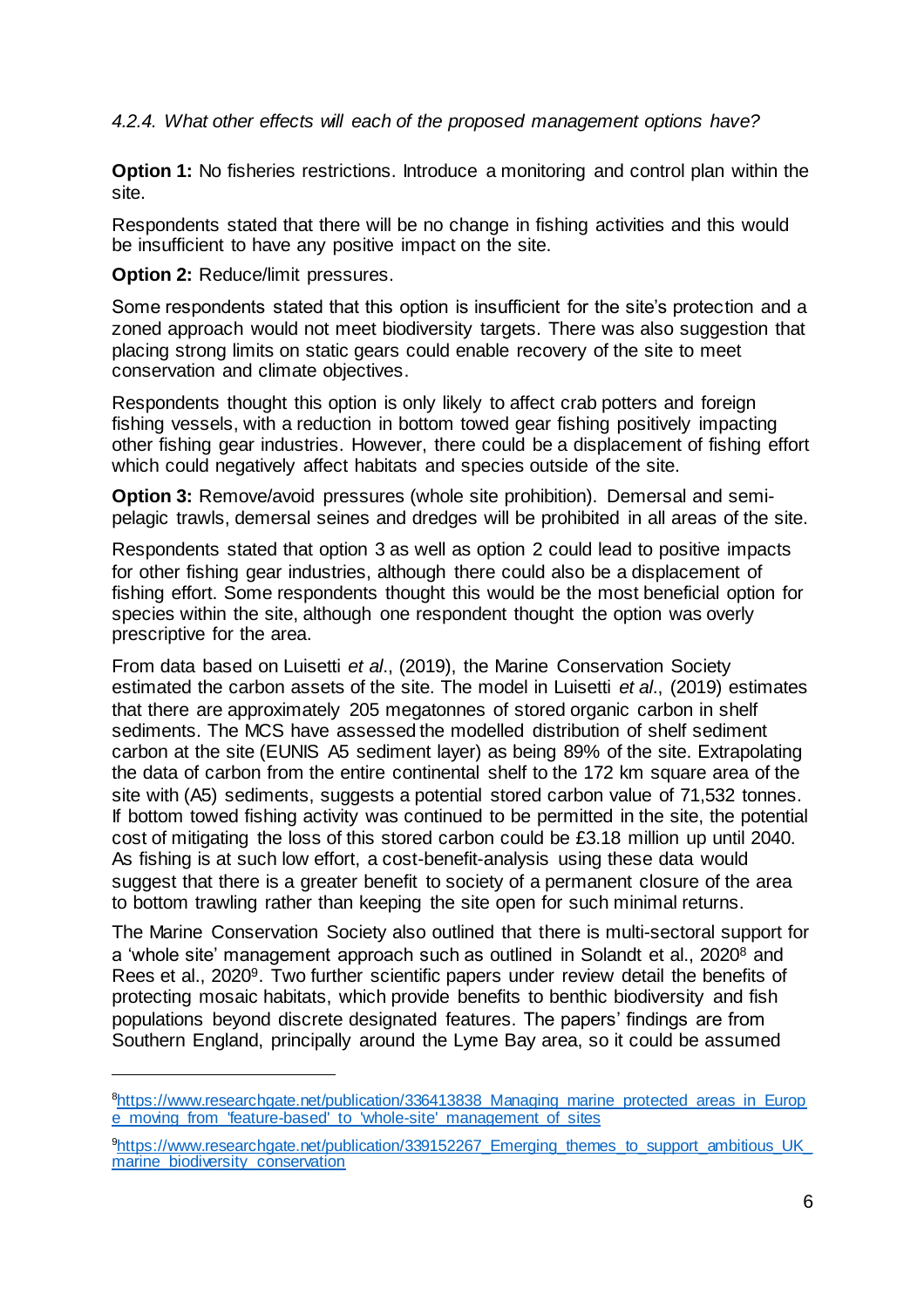### *4.2.4. What other effects will each of the proposed management options have?*

**Option 1:** No fisheries restrictions. Introduce a monitoring and control plan within the site.

Respondents stated that there will be no change in fishing activities and this would be insufficient to have any positive impact on the site.

**Option 2:** Reduce/limit pressures.

Some respondents stated that this option is insufficient for the site's protection and a zoned approach would not meet biodiversity targets. There was also suggestion that placing strong limits on static gears could enable recovery of the site to meet conservation and climate objectives.

Respondents thought this option is only likely to affect crab potters and foreign fishing vessels, with a reduction in bottom towed gear fishing positively impacting other fishing gear industries. However, there could be a displacement of fishing effort which could negatively affect habitats and species outside of the site.

**Option 3:** Remove/avoid pressures (whole site prohibition). Demersal and semi-pelagic trawls, demersal seines and dredges will be prohibited in all areas of the site.

Respondents stated that option 3 as well as option 2 could lead to positive impacts for other fishing gear industries, although there could also be a displacement of fishing effort. Some respondents thought this would be the most beneficial option for species within the site, although one respondent thought the option was overly prescriptive for the area.

From data based on Luisetti *et al*., (2019), the Marine Conservation Society estimated the carbon assets of the site. The model in Luisetti *et al*., (2019) estimates that there are approximately 205 megatonnes of stored organic carbon in shelf sediments. The MCS have assessed the modelled distribution of shelf sediment carbon at the site (EUNIS A5 sediment layer) as being 89% of the site. Extrapolating the data of carbon from the entire continental shelf to the 172 km square area of the site with (A5) sediments, suggests a potential stored carbon value of 71,532 tonnes. If bottom towed fishing activity was continued to be permitted in the site, the potential cost of mitigating the loss of this stored carbon could be £3.18 million up until 2040. As fishing is at such low effort, a cost-benefit-analysis using these data would suggest that there is a greater benefit to society of a permanent closure of the area to bottom trawling rather than keeping the site open for such minimal returns.

The Marine Conservation Society also outlined that there is multi-sectoral support for a 'whole site' management approach such as outlined in Solandt et al., 2020[8] and Rees et al., 2020[9]. Two further scientific papers under review detail the benefits of protecting mosaic habitats, which provide benefits to benthic biodiversity and fish populations beyond discrete designated features. The papers' findings are from Southern England, principally around the Lyme Bay area, so it could be assumed

---

[8] https://www.researchgate.net/publication/336413838_Managing_marine_protected_areas_in_Europe_moving_from_'feature-based'_to_'whole-site'_management_of_sites

[9] https://www.researchgate.net/publication/339152267_Emerging_themes_to_support_ambitious_UK_marine_biodiversity_conservation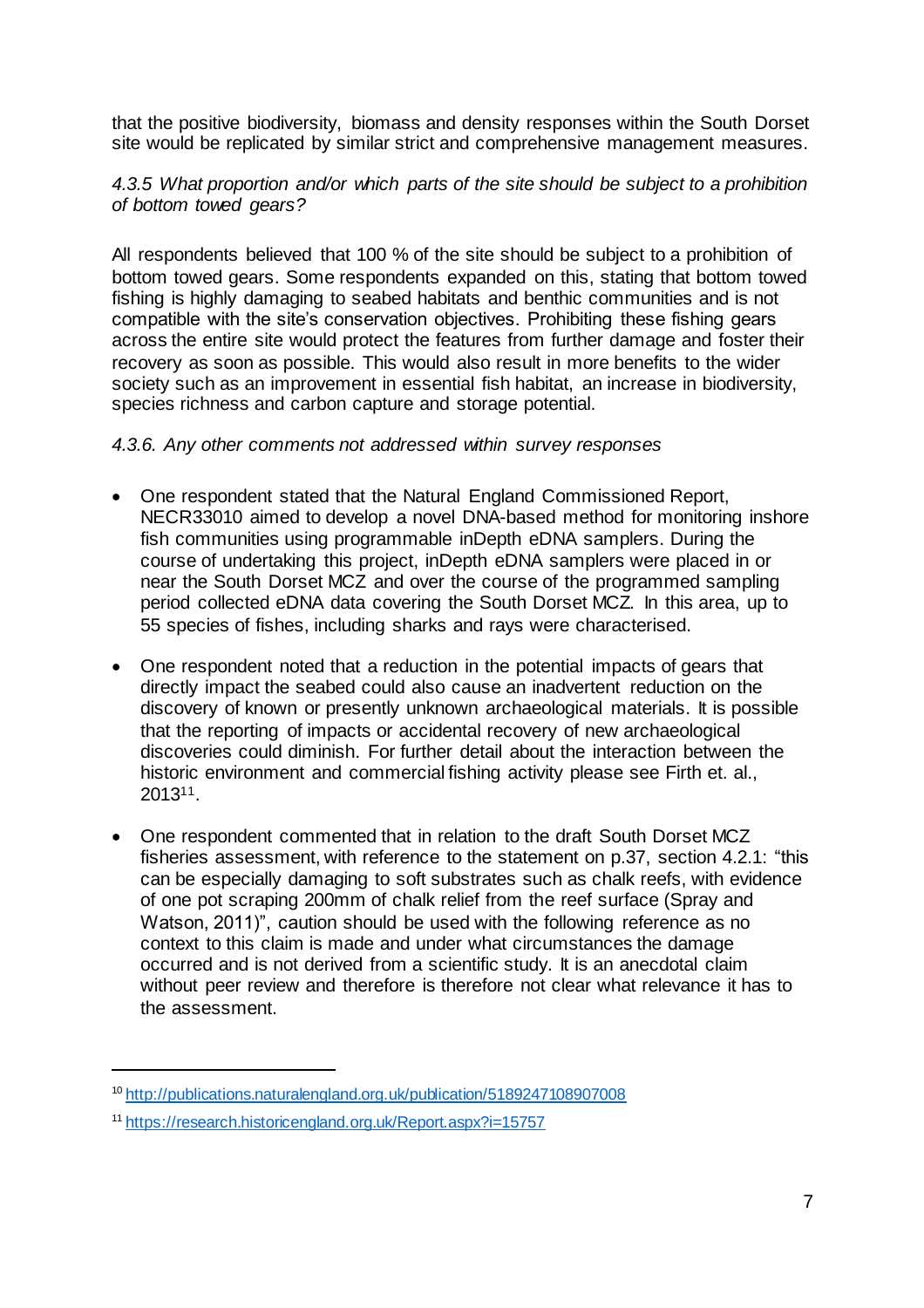that the positive biodiversity, biomass and density responses within the South Dorset site would be replicated by similar strict and comprehensive management measures.

*4.3.5 What proportion and/or which parts of the site should be subject to a prohibition of bottom towed gears?*

All respondents believed that 100 % of the site should be subject to a prohibition of bottom towed gears. Some respondents expanded on this, stating that bottom towed fishing is highly damaging to seabed habitats and benthic communities and is not compatible with the site's conservation objectives. Prohibiting these fishing gears across the entire site would protect the features from further damage and foster their recovery as soon as possible. This would also result in more benefits to the wider society such as an improvement in essential fish habitat, an increase in biodiversity, species richness and carbon capture and storage potential.

*4.3.6. Any other comments not addressed within survey responses*

- One respondent stated that the Natural England Commissioned Report, NECR330[10] aimed to develop a novel DNA-based method for monitoring inshore fish communities using programmable inDepth eDNA samplers. During the course of undertaking this project, inDepth eDNA samplers were placed in or near the South Dorset MCZ and over the course of the programmed sampling period collected eDNA data covering the South Dorset MCZ. In this area, up to 55 species of fishes, including sharks and rays were characterised.
- One respondent noted that a reduction in the potential impacts of gears that directly impact the seabed could also cause an inadvertent reduction on the discovery of known or presently unknown archaeological materials. It is possible that the reporting of impacts or accidental recovery of new archaeological discoveries could diminish. For further detail about the interaction between the historic environment and commercial fishing activity please see Firth et. al., 2013[11].
- One respondent commented that in relation to the draft South Dorset MCZ fisheries assessment, with reference to the statement on p.37, section 4.2.1: "this can be especially damaging to soft substrates such as chalk reefs, with evidence of one pot scraping 200mm of chalk relief from the reef surface (Spray and Watson, 2011)", caution should be used with the following reference as no context to this claim is made and under what circumstances the damage occurred and is not derived from a scientific study. It is an anecdotal claim without peer review and therefore is therefore not clear what relevance it has to the assessment.

[10] http://publications.naturalengland.org.uk/publication/5189247108907008

[11] https://research.historicengland.org.uk/Report.aspx?i=15757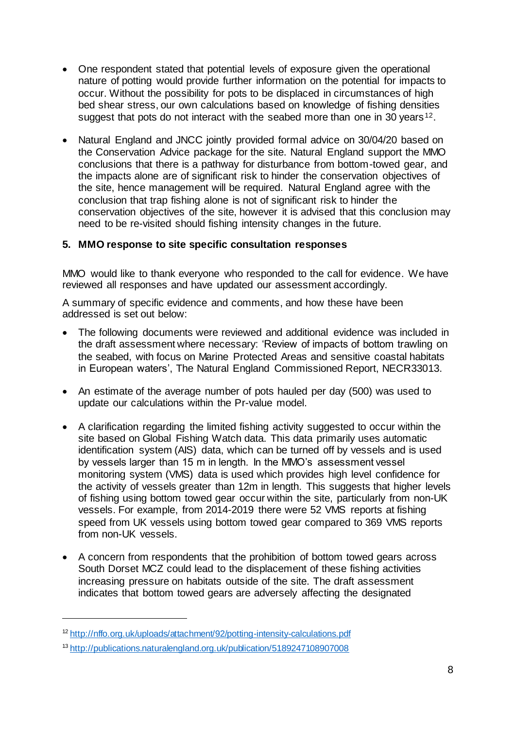- One respondent stated that potential levels of exposure given the operational nature of potting would provide further information on the potential for impacts to occur. Without the possibility for pots to be displaced in circumstances of high bed shear stress, our own calculations based on knowledge of fishing densities suggest that pots do not interact with the seabed more than one in 30 years[12].

- Natural England and JNCC jointly provided formal advice on 30/04/20 based on the Conservation Advice package for the site. Natural England support the MMO conclusions that there is a pathway for disturbance from bottom-towed gear, and the impacts alone are of significant risk to hinder the conservation objectives of the site, hence management will be required. Natural England agree with the conclusion that trap fishing alone is not of significant risk to hinder the conservation objectives of the site, however it is advised that this conclusion may need to be re-visited should fishing intensity changes in the future.

## 5. MMO response to site specific consultation responses

MMO would like to thank everyone who responded to the call for evidence. We have reviewed all responses and have updated our assessment accordingly.

A summary of specific evidence and comments, and how these have been addressed is set out below:

- The following documents were reviewed and additional evidence was included in the draft assessment where necessary: 'Review of impacts of bottom trawling on the seabed, with focus on Marine Protected Areas and sensitive coastal habitats in European waters', The Natural England Commissioned Report, NECR330[13].

- An estimate of the average number of pots hauled per day (500) was used to update our calculations within the Pr-value model.

- A clarification regarding the limited fishing activity suggested to occur within the site based on Global Fishing Watch data. This data primarily uses automatic identification system (AIS) data, which can be turned off by vessels and is used by vessels larger than 15 m in length. In the MMO's assessment vessel monitoring system (VMS) data is used which provides high level confidence for the activity of vessels greater than 12m in length. This suggests that higher levels of fishing using bottom towed gear occur within the site, particularly from non-UK vessels. For example, from 2014-2019 there were 52 VMS reports at fishing speed from UK vessels using bottom towed gear compared to 369 VMS reports from non-UK vessels.

- A concern from respondents that the prohibition of bottom towed gears across South Dorset MCZ could lead to the displacement of these fishing activities increasing pressure on habitats outside of the site. The draft assessment indicates that bottom towed gears are adversely affecting the designated

---

[12] http://nffo.org.uk/uploads/attachment/92/potting-intensity-calculations.pdf

[13] http://publications.naturalengland.org.uk/publication/5189247108907008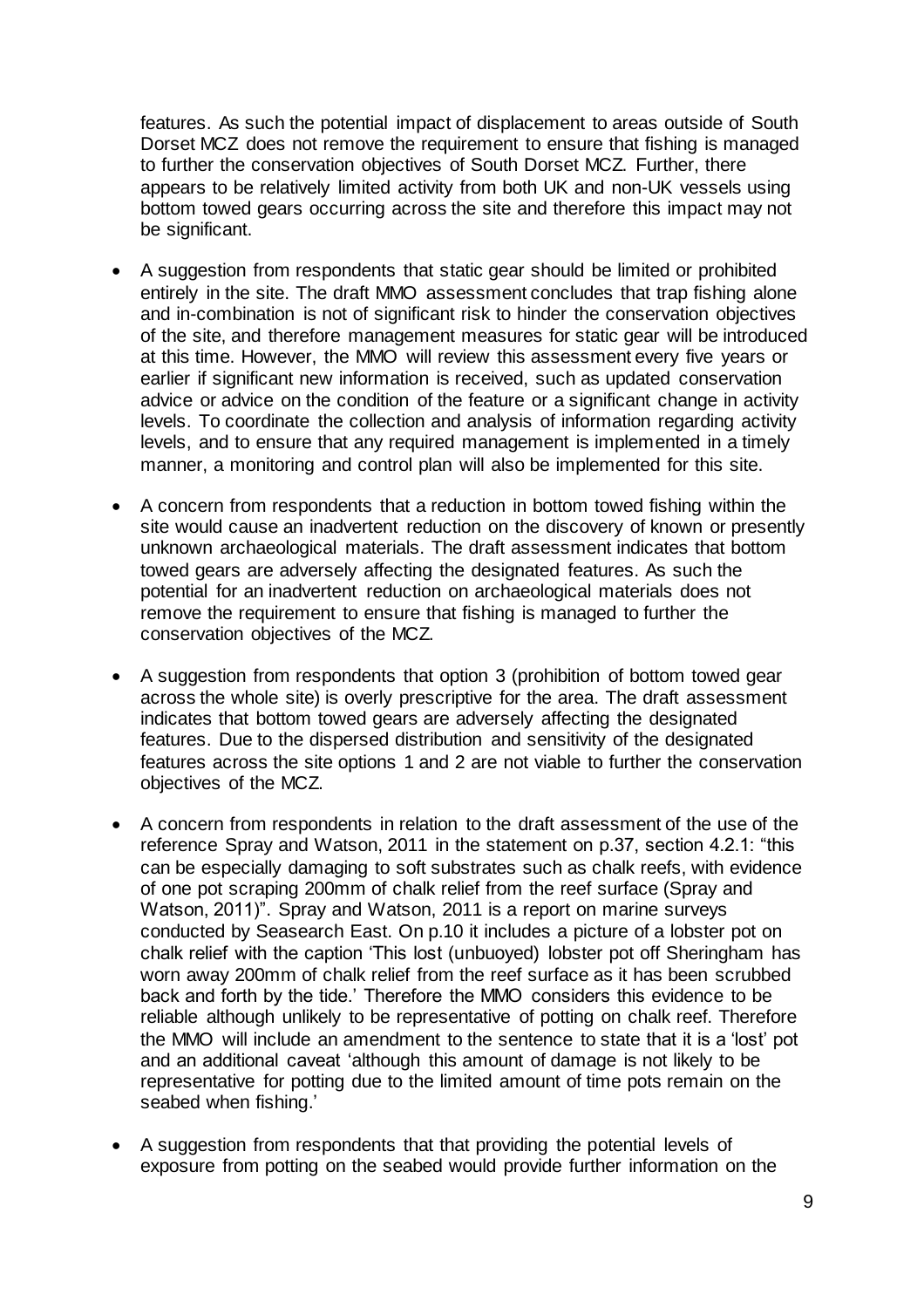features. As such the potential impact of displacement to areas outside of South Dorset MCZ does not remove the requirement to ensure that fishing is managed to further the conservation objectives of South Dorset MCZ. Further, there appears to be relatively limited activity from both UK and non-UK vessels using bottom towed gears occurring across the site and therefore this impact may not be significant.

- A suggestion from respondents that static gear should be limited or prohibited entirely in the site. The draft MMO assessment concludes that trap fishing alone and in-combination is not of significant risk to hinder the conservation objectives of the site, and therefore management measures for static gear will be introduced at this time. However, the MMO will review this assessment every five years or earlier if significant new information is received, such as updated conservation advice or advice on the condition of the feature or a significant change in activity levels. To coordinate the collection and analysis of information regarding activity levels, and to ensure that any required management is implemented in a timely manner, a monitoring and control plan will also be implemented for this site.

- A concern from respondents that a reduction in bottom towed fishing within the site would cause an inadvertent reduction on the discovery of known or presently unknown archaeological materials. The draft assessment indicates that bottom towed gears are adversely affecting the designated features. As such the potential for an inadvertent reduction on archaeological materials does not remove the requirement to ensure that fishing is managed to further the conservation objectives of the MCZ.

- A suggestion from respondents that option 3 (prohibition of bottom towed gear across the whole site) is overly prescriptive for the area. The draft assessment indicates that bottom towed gears are adversely affecting the designated features. Due to the dispersed distribution and sensitivity of the designated features across the site options 1 and 2 are not viable to further the conservation objectives of the MCZ.

- A concern from respondents in relation to the draft assessment of the use of the reference Spray and Watson, 2011 in the statement on p.37, section 4.2.1: "this can be especially damaging to soft substrates such as chalk reefs, with evidence of one pot scraping 200mm of chalk relief from the reef surface (Spray and Watson, 2011)". Spray and Watson, 2011 is a report on marine surveys conducted by Seasearch East. On p.10 it includes a picture of a lobster pot on chalk relief with the caption 'This lost (unbuoyed) lobster pot off Sheringham has worn away 200mm of chalk relief from the reef surface as it has been scrubbed back and forth by the tide.' Therefore the MMO considers this evidence to be reliable although unlikely to be representative of potting on chalk reef. Therefore the MMO will include an amendment to the sentence to state that it is a 'lost' pot and an additional caveat 'although this amount of damage is not likely to be representative for potting due to the limited amount of time pots remain on the seabed when fishing.'

- A suggestion from respondents that that providing the potential levels of exposure from potting on the seabed would provide further information on the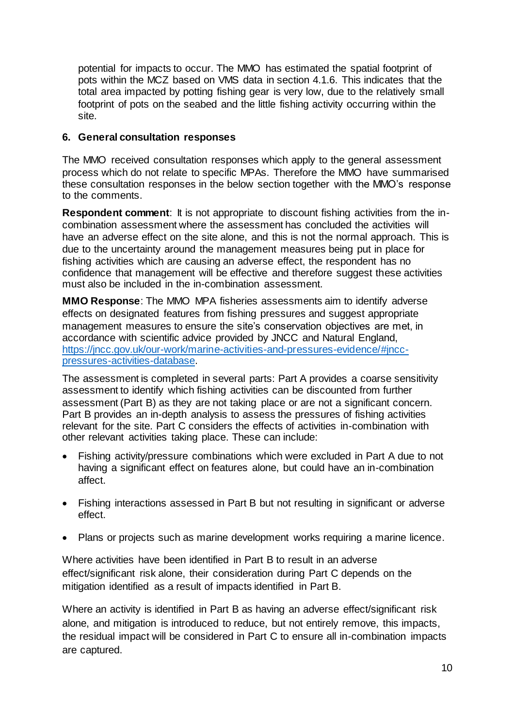potential for impacts to occur. The MMO has estimated the spatial footprint of pots within the MCZ based on VMS data in section 4.1.6. This indicates that the total area impacted by potting fishing gear is very low, due to the relatively small footprint of pots on the seabed and the little fishing activity occurring within the site.

## 6. General consultation responses

The MMO received consultation responses which apply to the general assessment process which do not relate to specific MPAs. Therefore the MMO have summarised these consultation responses in the below section together with the MMO's response to the comments.

**Respondent comment**: It is not appropriate to discount fishing activities from the in-combination assessment where the assessment has concluded the activities will have an adverse effect on the site alone, and this is not the normal approach. This is due to the uncertainty around the management measures being put in place for fishing activities which are causing an adverse effect, the respondent has no confidence that management will be effective and therefore suggest these activities must also be included in the in-combination assessment.

**MMO Response**: The MMO MPA fisheries assessments aim to identify adverse effects on designated features from fishing pressures and suggest appropriate management measures to ensure the site's conservation objectives are met, in accordance with scientific advice provided by JNCC and Natural England, [https://jncc.gov.uk/our-work/marine-activities-and-pressures-evidence/#jncc-pressures-activities-database](https://jncc.gov.uk/our-work/marine-activities-and-pressures-evidence/#jncc-pressures-activities-database).

The assessment is completed in several parts: Part A provides a coarse sensitivity assessment to identify which fishing activities can be discounted from further assessment (Part B) as they are not taking place or are not a significant concern. Part B provides an in-depth analysis to assess the pressures of fishing activities relevant for the site. Part C considers the effects of activities in-combination with other relevant activities taking place. These can include:

- Fishing activity/pressure combinations which were excluded in Part A due to not having a significant effect on features alone, but could have an in-combination affect.
- Fishing interactions assessed in Part B but not resulting in significant or adverse effect.
- Plans or projects such as marine development works requiring a marine licence.

Where activities have been identified in Part B to result in an adverse effect/significant risk alone, their consideration during Part C depends on the mitigation identified as a result of impacts identified in Part B.

Where an activity is identified in Part B as having an adverse effect/significant risk alone, and mitigation is introduced to reduce, but not entirely remove, this impacts, the residual impact will be considered in Part C to ensure all in-combination impacts are captured.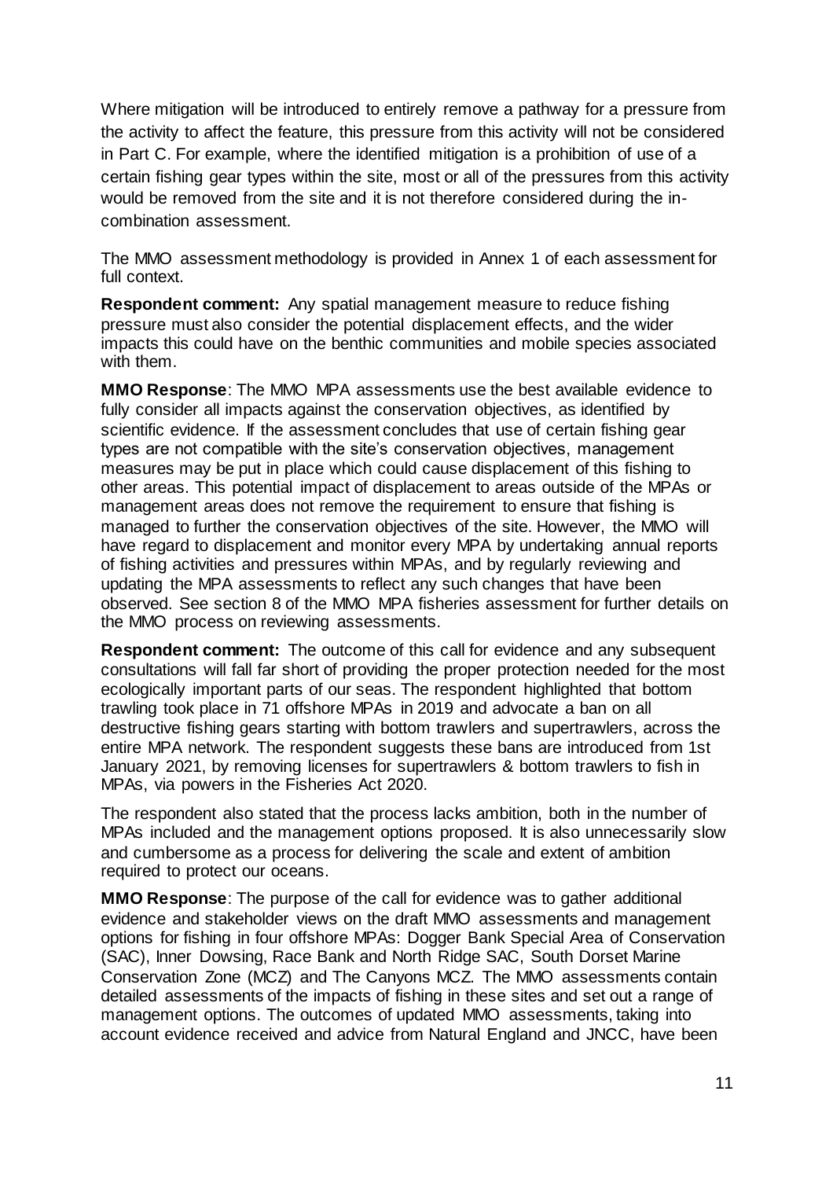Where mitigation will be introduced to entirely remove a pathway for a pressure from the activity to affect the feature, this pressure from this activity will not be considered in Part C. For example, where the identified mitigation is a prohibition of use of a certain fishing gear types within the site, most or all of the pressures from this activity would be removed from the site and it is not therefore considered during the in-combination assessment.

The MMO assessment methodology is provided in Annex 1 of each assessment for full context.

**Respondent comment:** Any spatial management measure to reduce fishing pressure must also consider the potential displacement effects, and the wider impacts this could have on the benthic communities and mobile species associated with them.

**MMO Response**: The MMO MPA assessments use the best available evidence to fully consider all impacts against the conservation objectives, as identified by scientific evidence. If the assessment concludes that use of certain fishing gear types are not compatible with the site's conservation objectives, management measures may be put in place which could cause displacement of this fishing to other areas. This potential impact of displacement to areas outside of the MPAs or management areas does not remove the requirement to ensure that fishing is managed to further the conservation objectives of the site. However, the MMO will have regard to displacement and monitor every MPA by undertaking annual reports of fishing activities and pressures within MPAs, and by regularly reviewing and updating the MPA assessments to reflect any such changes that have been observed. See section 8 of the MMO MPA fisheries assessment for further details on the MMO process on reviewing assessments.

**Respondent comment:** The outcome of this call for evidence and any subsequent consultations will fall far short of providing the proper protection needed for the most ecologically important parts of our seas. The respondent highlighted that bottom trawling took place in 71 offshore MPAs in 2019 and advocate a ban on all destructive fishing gears starting with bottom trawlers and supertrawlers, across the entire MPA network. The respondent suggests these bans are introduced from 1st January 2021, by removing licenses for supertrawlers & bottom trawlers to fish in MPAs, via powers in the Fisheries Act 2020.

The respondent also stated that the process lacks ambition, both in the number of MPAs included and the management options proposed. It is also unnecessarily slow and cumbersome as a process for delivering the scale and extent of ambition required to protect our oceans.

**MMO Response**: The purpose of the call for evidence was to gather additional evidence and stakeholder views on the draft MMO assessments and management options for fishing in four offshore MPAs: Dogger Bank Special Area of Conservation (SAC), Inner Dowsing, Race Bank and North Ridge SAC, South Dorset Marine Conservation Zone (MCZ) and The Canyons MCZ. The MMO assessments contain detailed assessments of the impacts of fishing in these sites and set out a range of management options. The outcomes of updated MMO assessments, taking into account evidence received and advice from Natural England and JNCC, have been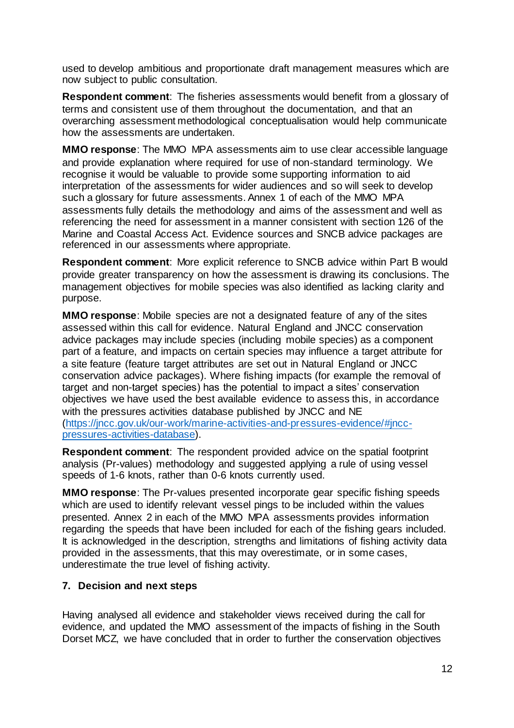used to develop ambitious and proportionate draft management measures which are now subject to public consultation.

**Respondent comment**: The fisheries assessments would benefit from a glossary of terms and consistent use of them throughout the documentation, and that an overarching assessment methodological conceptualisation would help communicate how the assessments are undertaken.

**MMO response**: The MMO MPA assessments aim to use clear accessible language and provide explanation where required for use of non-standard terminology. We recognise it would be valuable to provide some supporting information to aid interpretation of the assessments for wider audiences and so will seek to develop such a glossary for future assessments. Annex 1 of each of the MMO MPA assessments fully details the methodology and aims of the assessment and well as referencing the need for assessment in a manner consistent with section 126 of the Marine and Coastal Access Act. Evidence sources and SNCB advice packages are referenced in our assessments where appropriate.

**Respondent comment**: More explicit reference to SNCB advice within Part B would provide greater transparency on how the assessment is drawing its conclusions. The management objectives for mobile species was also identified as lacking clarity and purpose.

**MMO response**: Mobile species are not a designated feature of any of the sites assessed within this call for evidence. Natural England and JNCC conservation advice packages may include species (including mobile species) as a component part of a feature, and impacts on certain species may influence a target attribute for a site feature (feature target attributes are set out in Natural England or JNCC conservation advice packages). Where fishing impacts (for example the removal of target and non-target species) has the potential to impact a sites' conservation objectives we have used the best available evidence to assess this, in accordance with the pressures activities database published by JNCC and NE ([https://jncc.gov.uk/our-work/marine-activities-and-pressures-evidence/#jncc-pressures-activities-database](https://jncc.gov.uk/our-work/marine-activities-and-pressures-evidence/#jncc-pressures-activities-database)).

**Respondent comment**: The respondent provided advice on the spatial footprint analysis (Pr-values) methodology and suggested applying a rule of using vessel speeds of 1-6 knots, rather than 0-6 knots currently used.

**MMO response**: The Pr-values presented incorporate gear specific fishing speeds which are used to identify relevant vessel pings to be included within the values presented. Annex 2 in each of the MMO MPA assessments provides information regarding the speeds that have been included for each of the fishing gears included. It is acknowledged in the description, strengths and limitations of fishing activity data provided in the assessments, that this may overestimate, or in some cases, underestimate the true level of fishing activity.

## 7. Decision and next steps

Having analysed all evidence and stakeholder views received during the call for evidence, and updated the MMO assessment of the impacts of fishing in the South Dorset MCZ, we have concluded that in order to further the conservation objectives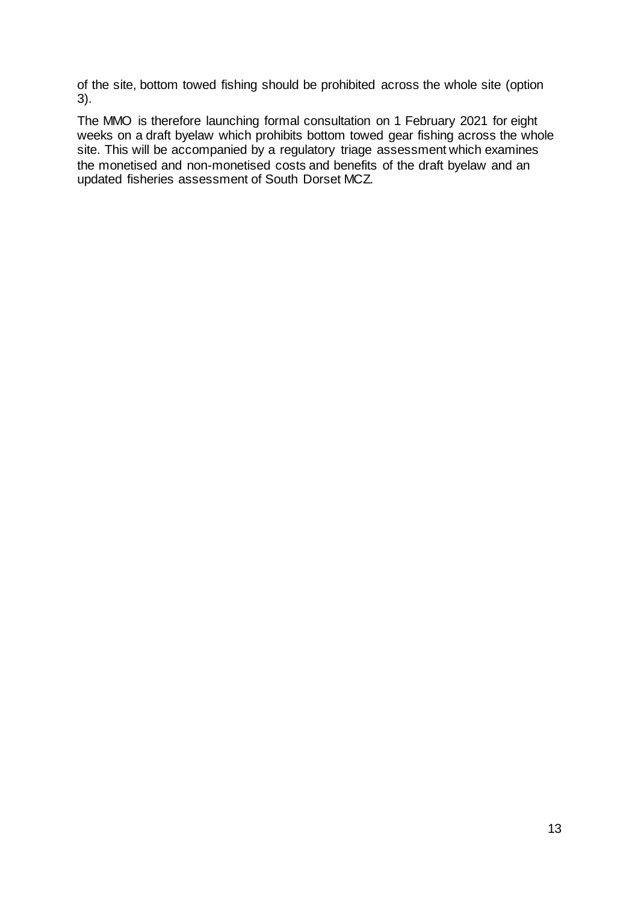of the site, bottom towed fishing should be prohibited across the whole site (option 3).

The MMO is therefore launching formal consultation on 1 February 2021 for eight weeks on a draft byelaw which prohibits bottom towed gear fishing across the whole site. This will be accompanied by a regulatory triage assessment which examines the monetised and non-monetised costs and benefits of the draft byelaw and an updated fisheries assessment of South Dorset MCZ.